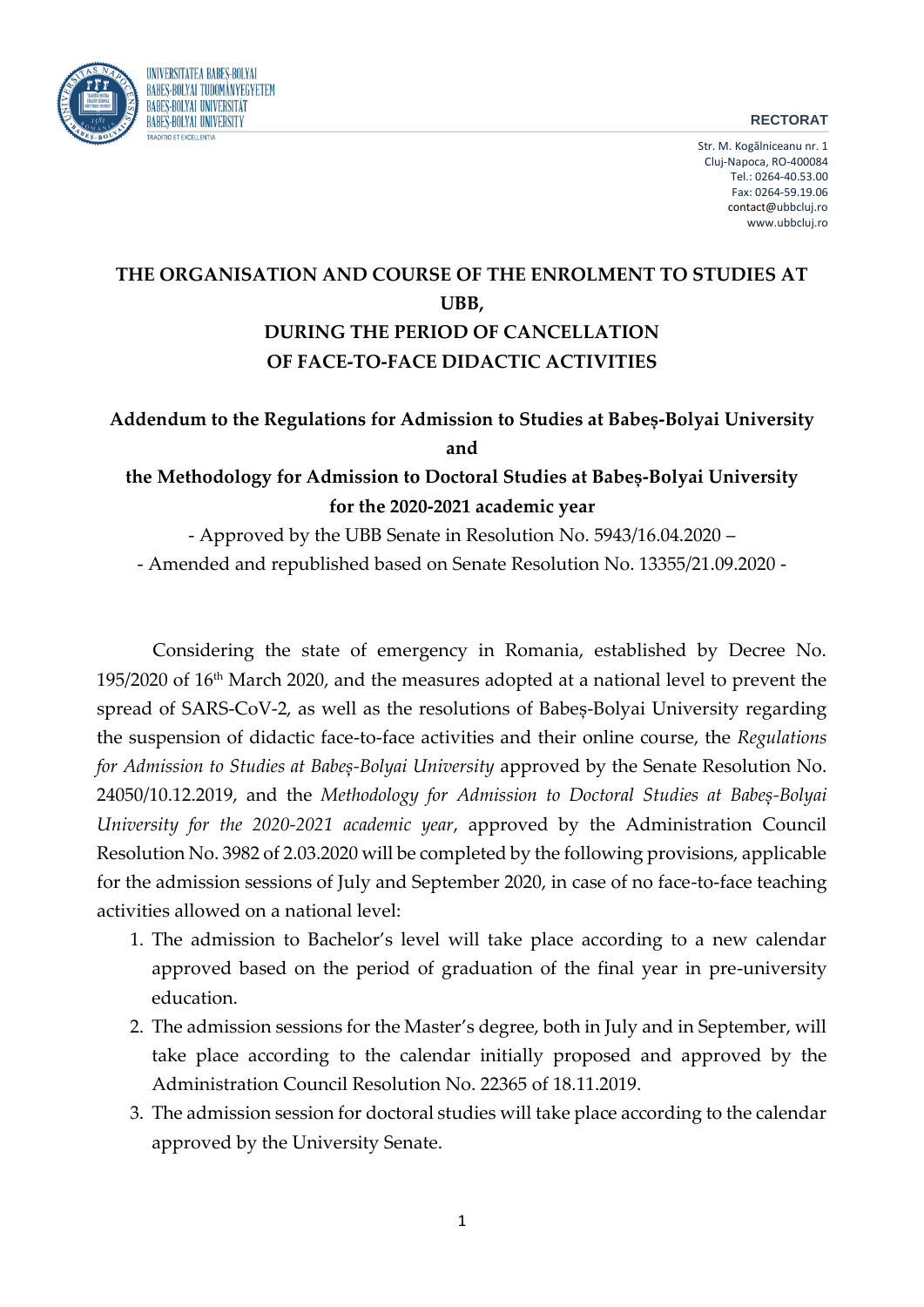# THE ORGANISATION AND COURSE OF THE ENROLMENT TO STUDIES AT UBB, DURING THE PERIOD OF CANCELLATION OF FACE-TO-FACE DIDACTIC ACTIVITIES

## Addendum to the Regulations for Admission to Studies at Babeș-Bolyai University and the Methodology for Admission to Doctoral Studies at Babeș-Bolyai University for the 2020-2021 academic year

- Approved by the UBB Senate in Resolution No. 5943/16.04.2020 –

- Amended and republished based on Senate Resolution No. 13355/21.09.2020 -

Considering the state of emergency in Romania, established by Decree No. 195/2020 of 16th March 2020, and the measures adopted at a national level to prevent the spread of SARS-CoV-2, as well as the resolutions of Babeș-Bolyai University regarding the suspension of didactic face-to-face activities and their online course, the *Regulations for Admission to Studies at Babeș-Bolyai University* approved by the Senate Resolution No. 24050/10.12.2019, and the *Methodology for Admission to Doctoral Studies at Babeș-Bolyai University for the 2020-2021 academic year*, approved by the Administration Council Resolution No. 3982 of 2.03.2020 will be completed by the following provisions, applicable for the admission sessions of July and September 2020, in case of no face-to-face teaching activities allowed on a national level:

1. The admission to Bachelor's level will take place according to a new calendar approved based on the period of graduation of the final year in pre-university education.
2. The admission sessions for the Master's degree, both in July and in September, will take place according to the calendar initially proposed and approved by the Administration Council Resolution No. 22365 of 18.11.2019.
3. The admission session for doctoral studies will take place according to the calendar approved by the University Senate.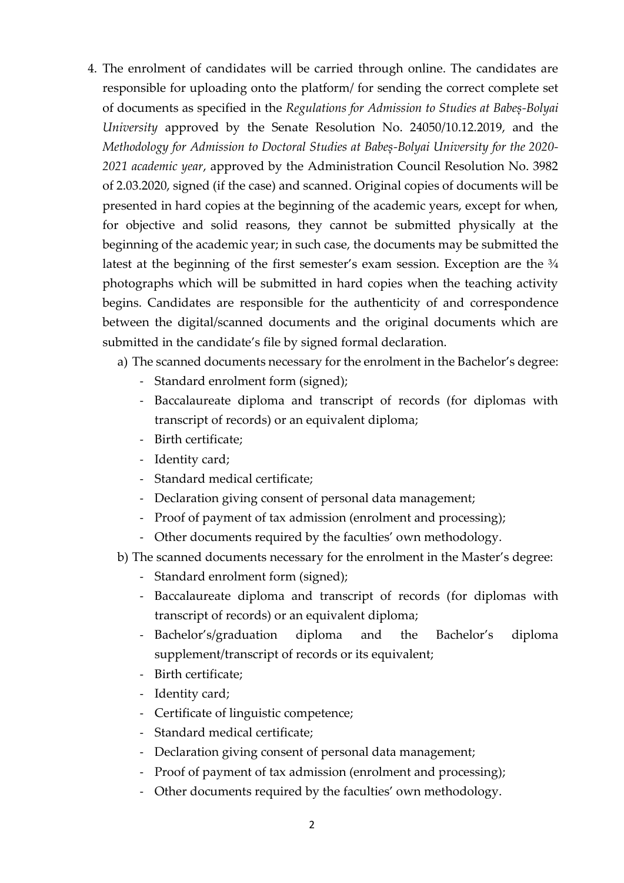4. The enrolment of candidates will be carried through online. The candidates are responsible for uploading onto the platform/ for sending the correct complete set of documents as specified in the *Regulations for Admission to Studies at Babeș-Bolyai University* approved by the Senate Resolution No. 24050/10.12.2019, and the *Methodology for Admission to Doctoral Studies at Babeș-Bolyai University for the 2020-2021 academic year*, approved by the Administration Council Resolution No. 3982 of 2.03.2020, signed (if the case) and scanned. Original copies of documents will be presented in hard copies at the beginning of the academic years, except for when, for objective and solid reasons, they cannot be submitted physically at the beginning of the academic year; in such case, the documents may be submitted the latest at the beginning of the first semester's exam session. Exception are the ¾ photographs which will be submitted in hard copies when the teaching activity begins. Candidates are responsible for the authenticity of and correspondence between the digital/scanned documents and the original documents which are submitted in the candidate's file by signed formal declaration.

   a) The scanned documents necessary for the enrolment in the Bachelor's degree:
      - Standard enrolment form (signed);
      - Baccalaureate diploma and transcript of records (for diplomas with transcript of records) or an equivalent diploma;
      - Birth certificate;
      - Identity card;
      - Standard medical certificate;
      - Declaration giving consent of personal data management;
      - Proof of payment of tax admission (enrolment and processing);
      - Other documents required by the faculties' own methodology.

   b) The scanned documents necessary for the enrolment in the Master's degree:
      - Standard enrolment form (signed);
      - Baccalaureate diploma and transcript of records (for diplomas with transcript of records) or an equivalent diploma;
      - Bachelor's/graduation diploma and the Bachelor's diploma supplement/transcript of records or its equivalent;
      - Birth certificate;
      - Identity card;
      - Certificate of linguistic competence;
      - Standard medical certificate;
      - Declaration giving consent of personal data management;
      - Proof of payment of tax admission (enrolment and processing);
      - Other documents required by the faculties' own methodology.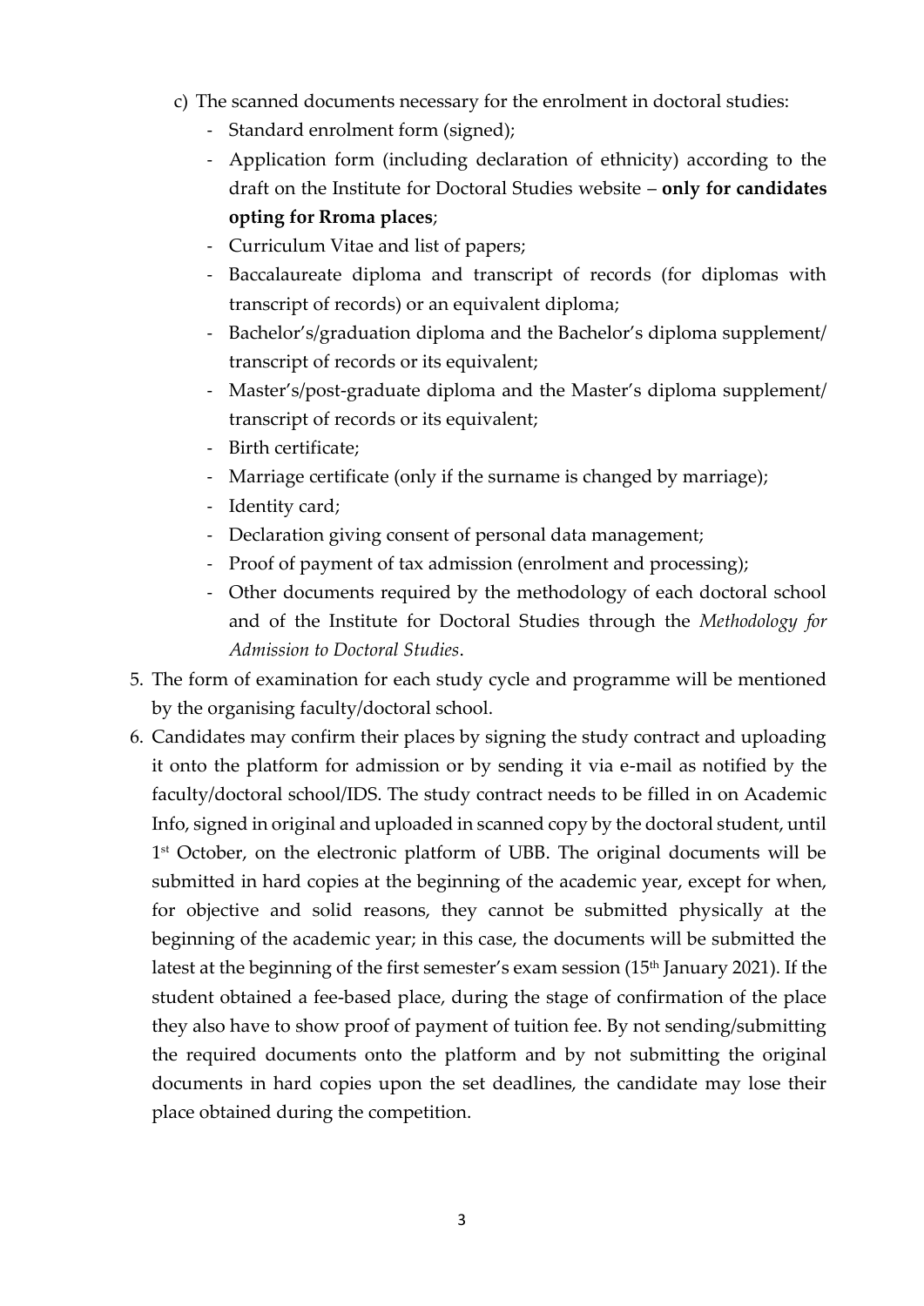c) The scanned documents necessary for the enrolment in doctoral studies:
   - Standard enrolment form (signed);
   - Application form (including declaration of ethnicity) according to the draft on the Institute for Doctoral Studies website – **only for candidates opting for Rroma places**;
   - Curriculum Vitae and list of papers;
   - Baccalaureate diploma and transcript of records (for diplomas with transcript of records) or an equivalent diploma;
   - Bachelor's/graduation diploma and the Bachelor's diploma supplement/ transcript of records or its equivalent;
   - Master's/post-graduate diploma and the Master's diploma supplement/ transcript of records or its equivalent;
   - Birth certificate;
   - Marriage certificate (only if the surname is changed by marriage);
   - Identity card;
   - Declaration giving consent of personal data management;
   - Proof of payment of tax admission (enrolment and processing);
   - Other documents required by the methodology of each doctoral school and of the Institute for Doctoral Studies through the *Methodology for Admission to Doctoral Studies*.

5. The form of examination for each study cycle and programme will be mentioned by the organising faculty/doctoral school.
6. Candidates may confirm their places by signing the study contract and uploading it onto the platform for admission or by sending it via e-mail as notified by the faculty/doctoral school/IDS. The study contract needs to be filled in on Academic Info, signed in original and uploaded in scanned copy by the doctoral student, until 1st October, on the electronic platform of UBB. The original documents will be submitted in hard copies at the beginning of the academic year, except for when, for objective and solid reasons, they cannot be submitted physically at the beginning of the academic year; in this case, the documents will be submitted the latest at the beginning of the first semester's exam session (15th January 2021). If the student obtained a fee-based place, during the stage of confirmation of the place they also have to show proof of payment of tuition fee. By not sending/submitting the required documents onto the platform and by not submitting the original documents in hard copies upon the set deadlines, the candidate may lose their place obtained during the competition.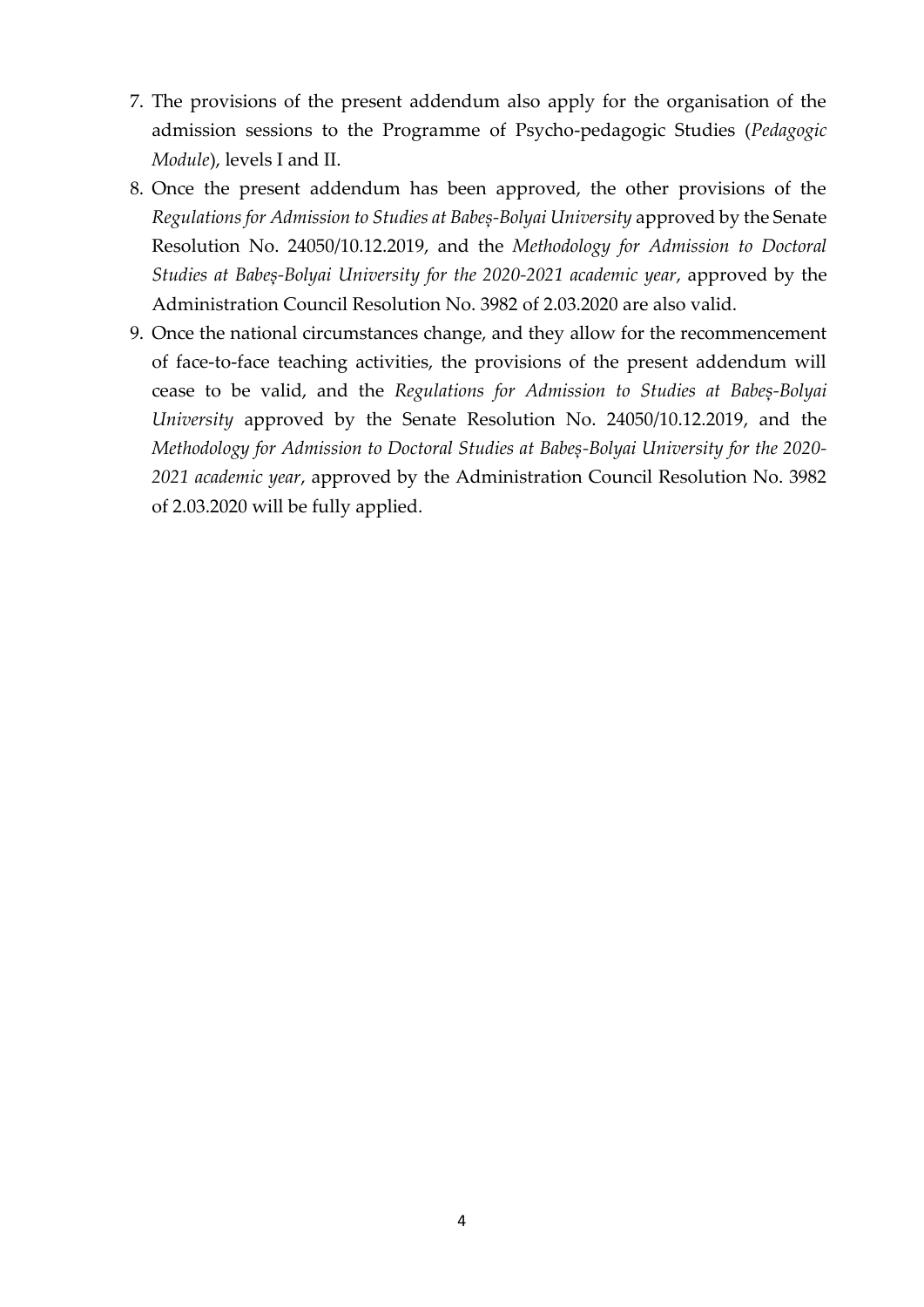7. The provisions of the present addendum also apply for the organisation of the admission sessions to the Programme of Psycho-pedagogic Studies (*Pedagogic Module*), levels I and II.
8. Once the present addendum has been approved, the other provisions of the *Regulations for Admission to Studies at Babeș-Bolyai University* approved by the Senate Resolution No. 24050/10.12.2019, and the *Methodology for Admission to Doctoral Studies at Babeș-Bolyai University for the 2020-2021 academic year*, approved by the Administration Council Resolution No. 3982 of 2.03.2020 are also valid.
9. Once the national circumstances change, and they allow for the recommencement of face-to-face teaching activities, the provisions of the present addendum will cease to be valid, and the *Regulations for Admission to Studies at Babeș-Bolyai University* approved by the Senate Resolution No. 24050/10.12.2019, and the *Methodology for Admission to Doctoral Studies at Babeș-Bolyai University for the 2020-2021 academic year*, approved by the Administration Council Resolution No. 3982 of 2.03.2020 will be fully applied.